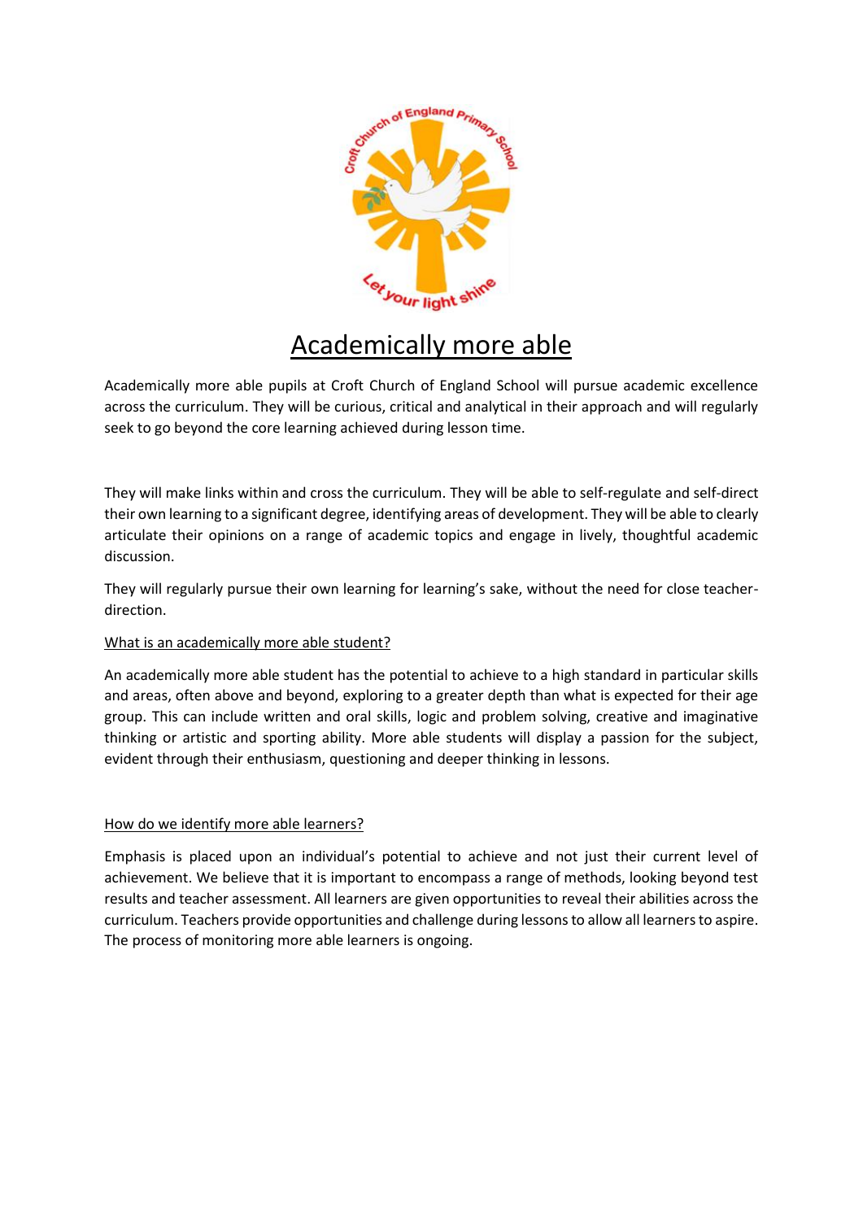# Academically more able

Academically more able pupils at Croft Church of England School will pursue academic excellence across the curriculum. They will be curious, critical and analytical in their approach and will regularly seek to go beyond the core learning achieved during lesson time.

They will make links within and cross the curriculum. They will be able to self-regulate and self-direct their own learning to a significant degree, identifying areas of development. They will be able to clearly articulate their opinions on a range of academic topics and engage in lively, thoughtful academic discussion.

They will regularly pursue their own learning for learning's sake, without the need for close teacher-direction.

## What is an academically more able student?

An academically more able student has the potential to achieve to a high standard in particular skills and areas, often above and beyond, exploring to a greater depth than what is expected for their age group. This can include written and oral skills, logic and problem solving, creative and imaginative thinking or artistic and sporting ability. More able students will display a passion for the subject, evident through their enthusiasm, questioning and deeper thinking in lessons.

## How do we identify more able learners?

Emphasis is placed upon an individual's potential to achieve and not just their current level of achievement. We believe that it is important to encompass a range of methods, looking beyond test results and teacher assessment. All learners are given opportunities to reveal their abilities across the curriculum. Teachers provide opportunities and challenge during lessons to allow all learners to aspire. The process of monitoring more able learners is ongoing.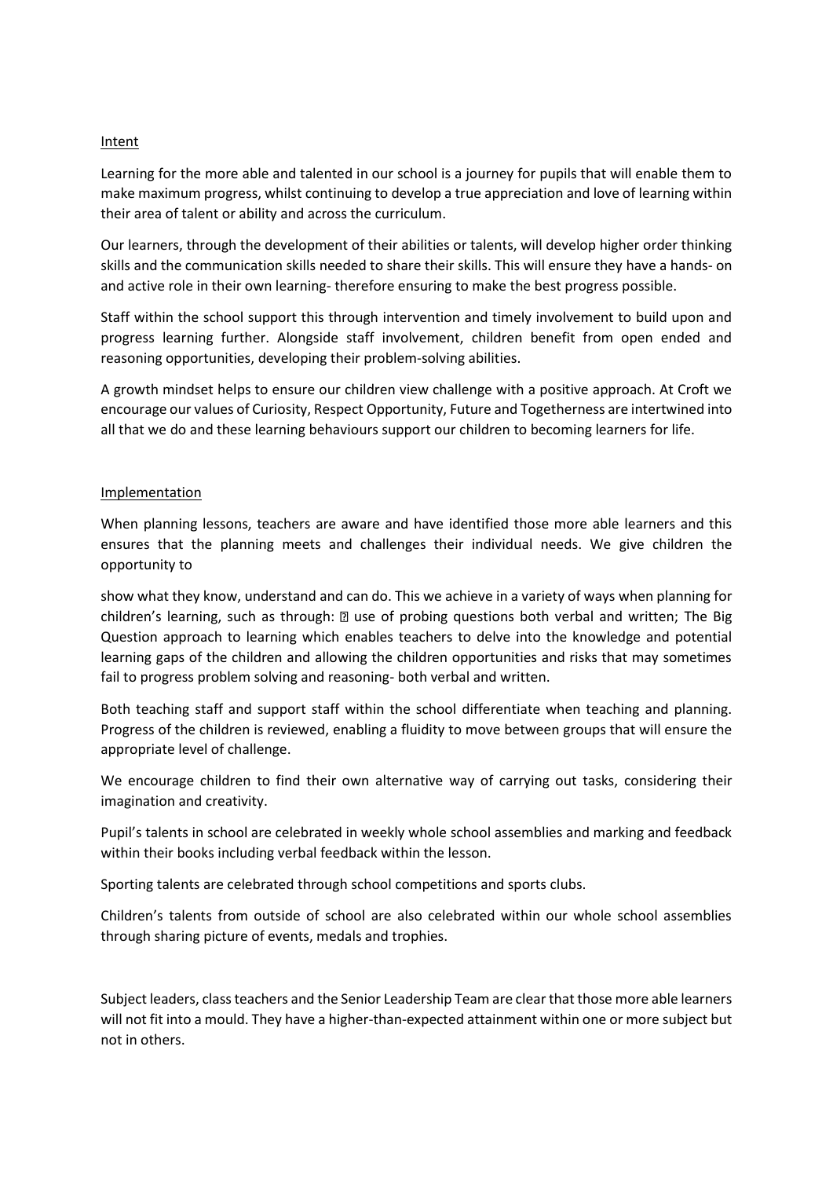Intent

Learning for the more able and talented in our school is a journey for pupils that will enable them to make maximum progress, whilst continuing to develop a true appreciation and love of learning within their area of talent or ability and across the curriculum.

Our learners, through the development of their abilities or talents, will develop higher order thinking skills and the communication skills needed to share their skills. This will ensure they have a hands- on and active role in their own learning- therefore ensuring to make the best progress possible.

Staff within the school support this through intervention and timely involvement to build upon and progress learning further. Alongside staff involvement, children benefit from open ended and reasoning opportunities, developing their problem-solving abilities.

A growth mindset helps to ensure our children view challenge with a positive approach. At Croft we encourage our values of Curiosity, Respect Opportunity, Future and Togetherness are intertwined into all that we do and these learning behaviours support our children to becoming learners for life.

Implementation

When planning lessons, teachers are aware and have identified those more able learners and this ensures that the planning meets and challenges their individual needs. We give children the opportunity to

show what they know, understand and can do. This we achieve in a variety of ways when planning for children's learning, such as through:  use of probing questions both verbal and written; The Big Question approach to learning which enables teachers to delve into the knowledge and potential learning gaps of the children and allowing the children opportunities and risks that may sometimes fail to progress problem solving and reasoning- both verbal and written.

Both teaching staff and support staff within the school differentiate when teaching and planning. Progress of the children is reviewed, enabling a fluidity to move between groups that will ensure the appropriate level of challenge.

We encourage children to find their own alternative way of carrying out tasks, considering their imagination and creativity.

Pupil's talents in school are celebrated in weekly whole school assemblies and marking and feedback within their books including verbal feedback within the lesson.

Sporting talents are celebrated through school competitions and sports clubs.

Children's talents from outside of school are also celebrated within our whole school assemblies through sharing picture of events, medals and trophies.

Subject leaders, class teachers and the Senior Leadership Team are clear that those more able learners will not fit into a mould. They have a higher-than-expected attainment within one or more subject but not in others.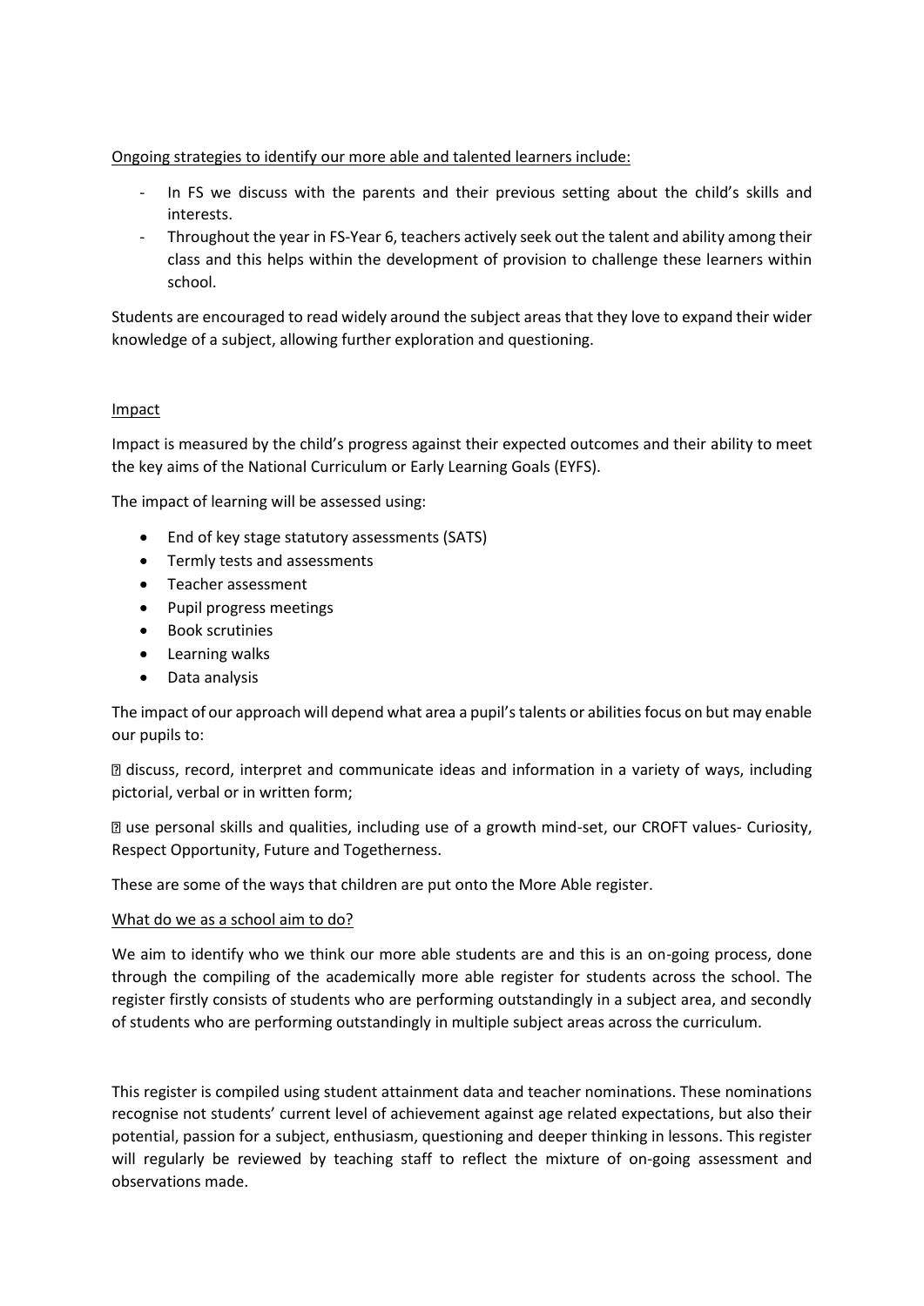Ongoing strategies to identify our more able and talented learners include:

- In FS we discuss with the parents and their previous setting about the child's skills and interests.
- Throughout the year in FS-Year 6, teachers actively seek out the talent and ability among their class and this helps within the development of provision to challenge these learners within school.

Students are encouraged to read widely around the subject areas that they love to expand their wider knowledge of a subject, allowing further exploration and questioning.

## Impact

Impact is measured by the child's progress against their expected outcomes and their ability to meet the key aims of the National Curriculum or Early Learning Goals (EYFS).

The impact of learning will be assessed using:

- End of key stage statutory assessments (SATS)
- Termly tests and assessments
- Teacher assessment
- Pupil progress meetings
- Book scrutinies
- Learning walks
- Data analysis

The impact of our approach will depend what area a pupil's talents or abilities focus on but may enable our pupils to:

- discuss, record, interpret and communicate ideas and information in a variety of ways, including pictorial, verbal or in written form;
- use personal skills and qualities, including use of a growth mind-set, our CROFT values- Curiosity, Respect Opportunity, Future and Togetherness.

These are some of the ways that children are put onto the More Able register.

## What do we as a school aim to do?

We aim to identify who we think our more able students are and this is an on-going process, done through the compiling of the academically more able register for students across the school. The register firstly consists of students who are performing outstandingly in a subject area, and secondly of students who are performing outstandingly in multiple subject areas across the curriculum.

This register is compiled using student attainment data and teacher nominations. These nominations recognise not students' current level of achievement against age related expectations, but also their potential, passion for a subject, enthusiasm, questioning and deeper thinking in lessons. This register will regularly be reviewed by teaching staff to reflect the mixture of on-going assessment and observations made.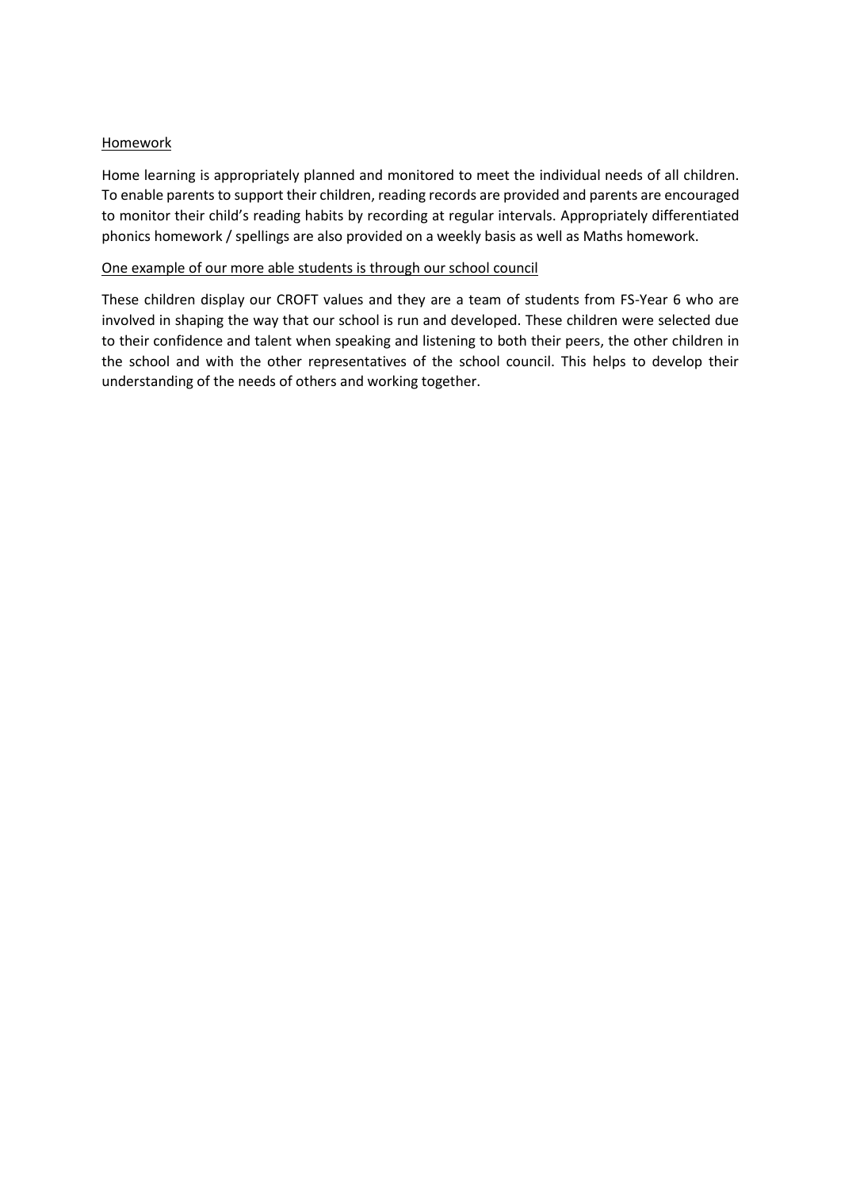## Homework

Home learning is appropriately planned and monitored to meet the individual needs of all children. To enable parents to support their children, reading records are provided and parents are encouraged to monitor their child's reading habits by recording at regular intervals. Appropriately differentiated phonics homework / spellings are also provided on a weekly basis as well as Maths homework.

## One example of our more able students is through our school council

These children display our CROFT values and they are a team of students from FS-Year 6 who are involved in shaping the way that our school is run and developed. These children were selected due to their confidence and talent when speaking and listening to both their peers, the other children in the school and with the other representatives of the school council. This helps to develop their understanding of the needs of others and working together.